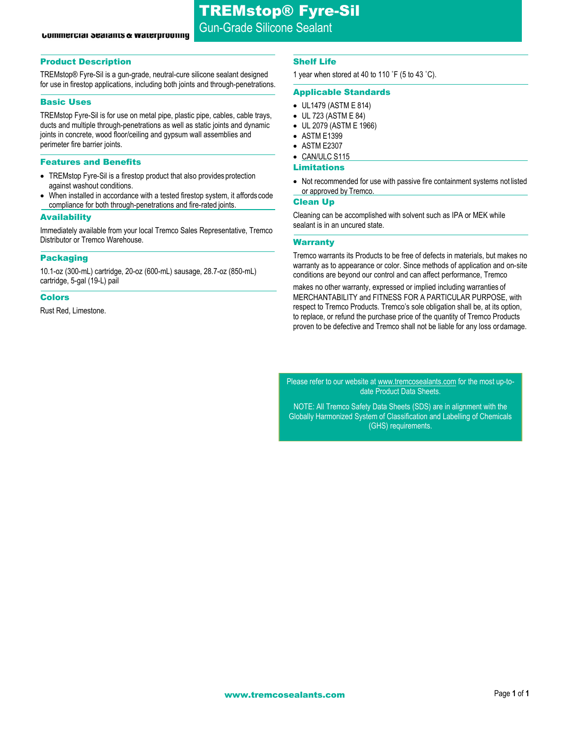# TREMstop® Fyre-Sil

Gun-Grade Silicone Sealant

Commercial Sealants & Waterproofing

## Product Description

TREMstop® Fyre-Sil is a gun-grade, neutral-cure silicone sealant designed for use in firestop applications, including both joints and through-penetrations.

## Basic Uses

TREMstop Fyre-Sil is for use on metal pipe, plastic pipe, cables, cable trays, ducts and multiple through-penetrations as well as static joints and dynamic joints in concrete, wood floor/ceiling and gypsum wall assemblies and perimeter fire barrier joints.

## Features and Benefits

- TREMstop Fyre-Sil is a firestop product that also provides protection against washout conditions.
- When installed in accordance with a tested firestop system, it affords code compliance for both through-penetrations and fire-rated joints.

## Availability

Immediately available from your local Tremco Sales Representative, Tremco Distributor or Tremco Warehouse.

## Packaging

10.1-oz (300-mL) cartridge, 20-oz (600-mL) sausage, 28.7-oz (850-mL) cartridge, 5-gal (19-L) pail

## Colors

Rust Red, Limestone.

## Shelf Life

1 year when stored at 40 to 110 ˚F (5 to 43 ˚C).

## Applicable Standards

- UL1479 (ASTM E 814)
- UL 723 (ASTM E 84)
- UL 2079 (ASTM E 1966)
- ASTM E1399
- ASTM E2307
- CAN/ULC S115

## Limitations

- Not recommended for use with passive fire containment systems not listed or approved by Tremco.

## Clean Up

Cleaning can be accomplished with solvent such as IPA or MEK while sealant is in an uncured state.

## Warranty

Tremco warrants its Products to be free of defects in materials, but makes no warranty as to appearance or color. Since methods of application and on-site conditions are beyond our control and can affect performance, Tremco makes no other warranty, expressed or implied including warranties of MERCHANTABILITY and FITNESS FOR A PARTICULAR PURPOSE, with respect to Tremco Products. Tremco's sole obligation shall be, at its option, to replace, or refund the purchase price of the quantity of Tremco Products proven to be defective and Tremco shall not be liable for any loss or damage.

Please refer to our website at www.tremcosealants.com for the most up-to-date Product Data Sheets.

NOTE: All Tremco Safety Data Sheets (SDS) are in alignment with the Globally Harmonized System of Classification and Labelling of Chemicals (GHS) requirements.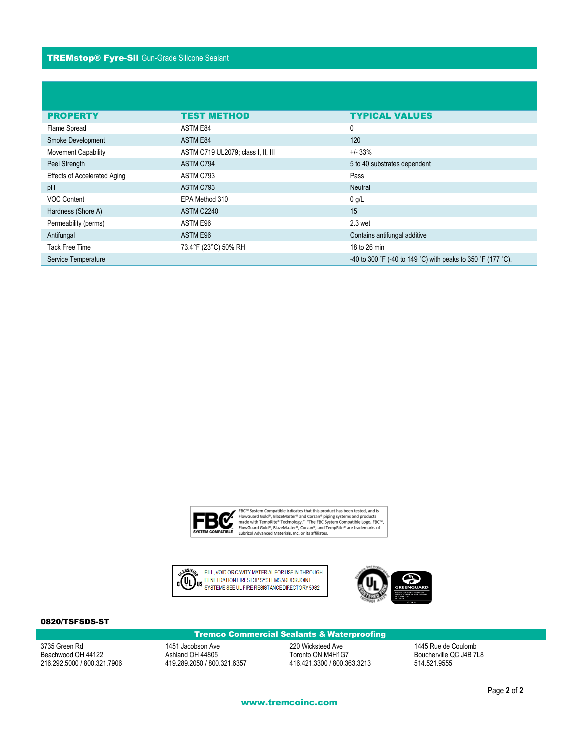| PROPERTY | TEST METHOD | TYPICAL VALUES |
|---|---|---|
| Flame Spread | ASTM E84 | 0 |
| Smoke Development | ASTM E84 | 120 |
| Movement Capability | ASTM C719 UL2079; class I, II, III | +/- 33% |
| Peel Strength | ASTM C794 | 5 to 40 substrates dependent |
| Effects of Accelerated Aging | ASTM C793 | Pass |
| pH | ASTM C793 | Neutral |
| VOC Content | EPA Method 310 | 0 g/L |
| Hardness (Shore A) | ASTM C2240 | 15 |
| Permeability (perms) | ASTM E96 | 2.3 wet |
| Antifungal | ASTM E96 | Contains antifungal additive |
| Tack Free Time | 73.4°F (23°C) 50% RH | 18 to 26 min |
| Service Temperature | | -40 to 300 ˚F (-40 to 149 ˚C) with peaks to 350 ˚F (177 ˚C). |

FBC™ System Compatible indicates that this product has been tested, and is FlowGuard Gold®, BlazeMaster® and Corzan® piping systems and products made with TempRite® Technology." "The FBC System Compatible Logo, FBC™, FlowGuard Gold®, BlazeMaster®, Corzan®, and TempRite® are trademarks of Lubrizol Advanced Materials, Inc. or its affiliates.

FILL, VOID OR CAVITY MATERIAL FOR USE IN THROUGH-PENETRATION FIRESTOP SYSTEMS ARE/OR JOINT SYSTEMS SEE UL FIRE RESISTANCE DIRECTORY 59S2

**0820/TSFSDS-ST**

**Tremco Commercial Sealants & Waterproofing**

3735 Green Rd
Beachwood OH 44122
216.292.5000 / 800.321.7906

1451 Jacobson Ave
Ashland OH 44805
419.289.2050 / 800.321.6357

220 Wicksteed Ave
Toronto ON M4H1G7
416.421.3300 / 800.363.3213

1445 Rue de Coulomb
Boucherville QC J4B 7L8
514.521.9555

**www.tremcoinc.com**